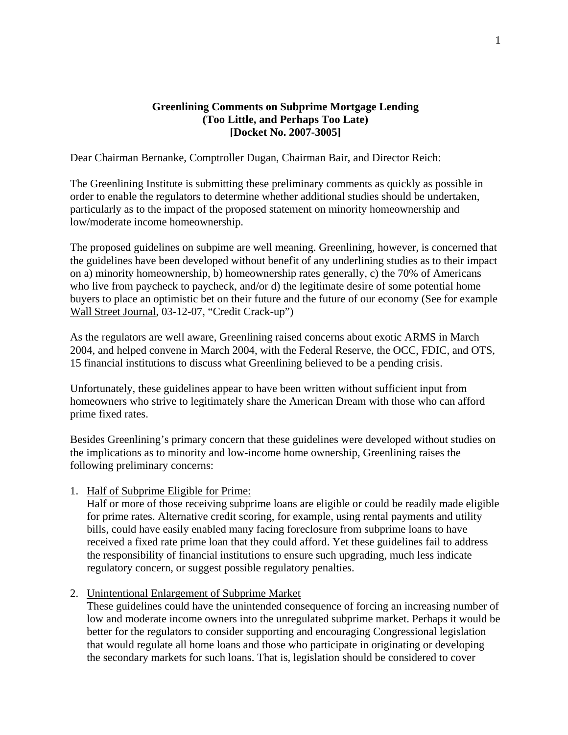**Greenlining Comments on Subprime Mortgage Lending**
**(Too Little, and Perhaps Too Late)**
**[Docket No. 2007-3005]**

Dear Chairman Bernanke, Comptroller Dugan, Chairman Bair, and Director Reich:

The Greenlining Institute is submitting these preliminary comments as quickly as possible in order to enable the regulators to determine whether additional studies should be undertaken, particularly as to the impact of the proposed statement on minority homeownership and low/moderate income homeownership.

The proposed guidelines on subpime are well meaning. Greenlining, however, is concerned that the guidelines have been developed without benefit of any underlining studies as to their impact on a) minority homeownership, b) homeownership rates generally, c) the 70% of Americans who live from paycheck to paycheck, and/or d) the legitimate desire of some potential home buyers to place an optimistic bet on their future and the future of our economy (See for example Wall Street Journal, 03-12-07, "Credit Crack-up")

As the regulators are well aware, Greenlining raised concerns about exotic ARMS in March 2004, and helped convene in March 2004, with the Federal Reserve, the OCC, FDIC, and OTS, 15 financial institutions to discuss what Greenlining believed to be a pending crisis.

Unfortunately, these guidelines appear to have been written without sufficient input from homeowners who strive to legitimately share the American Dream with those who can afford prime fixed rates.

Besides Greenlining's primary concern that these guidelines were developed without studies on the implications as to minority and low-income home ownership, Greenlining raises the following preliminary concerns:

1. Half of Subprime Eligible for Prime:
   Half or more of those receiving subprime loans are eligible or could be readily made eligible for prime rates. Alternative credit scoring, for example, using rental payments and utility bills, could have easily enabled many facing foreclosure from subprime loans to have received a fixed rate prime loan that they could afford. Yet these guidelines fail to address the responsibility of financial institutions to ensure such upgrading, much less indicate regulatory concern, or suggest possible regulatory penalties.

2. Unintentional Enlargement of Subprime Market
   These guidelines could have the unintended consequence of forcing an increasing number of low and moderate income owners into the unregulated subprime market. Perhaps it would be better for the regulators to consider supporting and encouraging Congressional legislation that would regulate all home loans and those who participate in originating or developing the secondary markets for such loans. That is, legislation should be considered to cover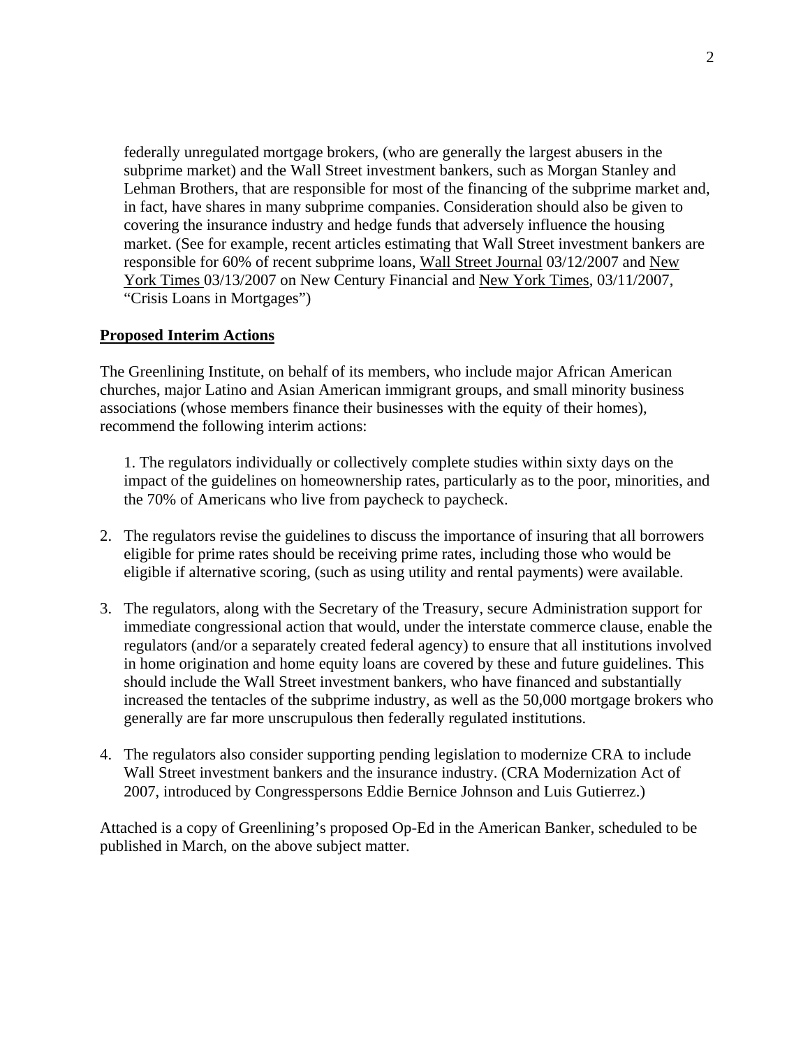federally unregulated mortgage brokers, (who are generally the largest abusers in the subprime market) and the Wall Street investment bankers, such as Morgan Stanley and Lehman Brothers, that are responsible for most of the financing of the subprime market and, in fact, have shares in many subprime companies. Consideration should also be given to covering the insurance industry and hedge funds that adversely influence the housing market. (See for example, recent articles estimating that Wall Street investment bankers are responsible for 60% of recent subprime loans, Wall Street Journal 03/12/2007 and New York Times 03/13/2007 on New Century Financial and New York Times, 03/11/2007, "Crisis Loans in Mortgages")

**Proposed Interim Actions**

The Greenlining Institute, on behalf of its members, who include major African American churches, major Latino and Asian American immigrant groups, and small minority business associations (whose members finance their businesses with the equity of their homes), recommend the following interim actions:

1. The regulators individually or collectively complete studies within sixty days on the impact of the guidelines on homeownership rates, particularly as to the poor, minorities, and the 70% of Americans who live from paycheck to paycheck.

2. The regulators revise the guidelines to discuss the importance of insuring that all borrowers eligible for prime rates should be receiving prime rates, including those who would be eligible if alternative scoring, (such as using utility and rental payments) were available.

3. The regulators, along with the Secretary of the Treasury, secure Administration support for immediate congressional action that would, under the interstate commerce clause, enable the regulators (and/or a separately created federal agency) to ensure that all institutions involved in home origination and home equity loans are covered by these and future guidelines. This should include the Wall Street investment bankers, who have financed and substantially increased the tentacles of the subprime industry, as well as the 50,000 mortgage brokers who generally are far more unscrupulous then federally regulated institutions.

4. The regulators also consider supporting pending legislation to modernize CRA to include Wall Street investment bankers and the insurance industry. (CRA Modernization Act of 2007, introduced by Congresspersons Eddie Bernice Johnson and Luis Gutierrez.)

Attached is a copy of Greenlining's proposed Op-Ed in the American Banker, scheduled to be published in March, on the above subject matter.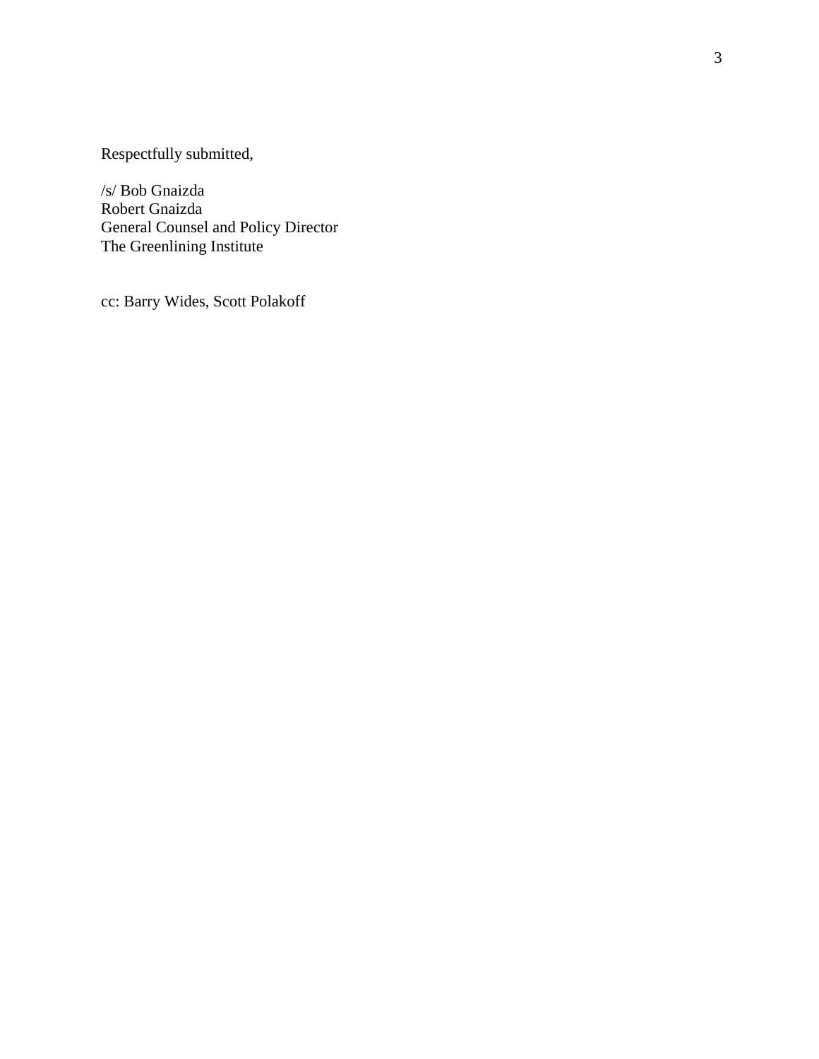Respectfully submitted,

/s/ Bob Gnaizda
Robert Gnaizda
General Counsel and Policy Director
The Greenlining Institute

cc: Barry Wides, Scott Polakoff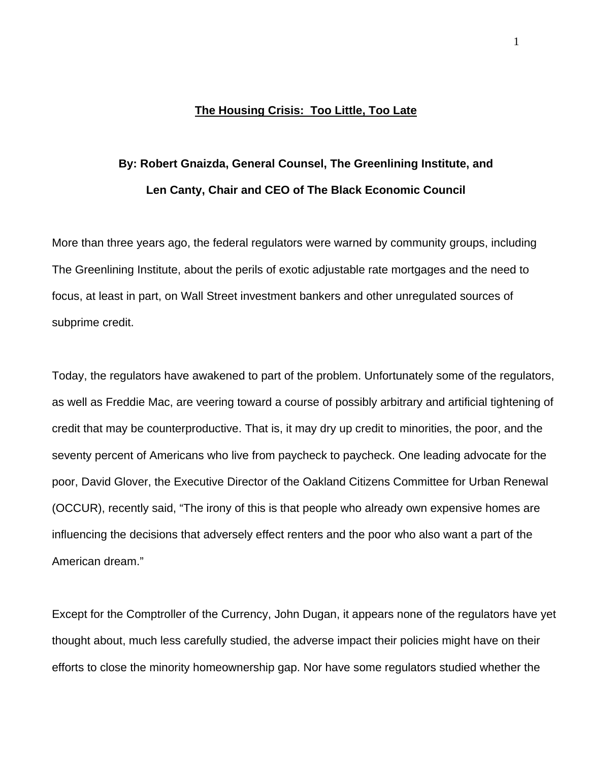# The Housing Crisis: Too Little, Too Late

**By: Robert Gnaizda, General Counsel, The Greenlining Institute, and**

**Len Canty, Chair and CEO of The Black Economic Council**

More than three years ago, the federal regulators were warned by community groups, including The Greenlining Institute, about the perils of exotic adjustable rate mortgages and the need to focus, at least in part, on Wall Street investment bankers and other unregulated sources of subprime credit.

Today, the regulators have awakened to part of the problem. Unfortunately some of the regulators, as well as Freddie Mac, are veering toward a course of possibly arbitrary and artificial tightening of credit that may be counterproductive. That is, it may dry up credit to minorities, the poor, and the seventy percent of Americans who live from paycheck to paycheck. One leading advocate for the poor, David Glover, the Executive Director of the Oakland Citizens Committee for Urban Renewal (OCCUR), recently said, "The irony of this is that people who already own expensive homes are influencing the decisions that adversely effect renters and the poor who also want a part of the American dream."

Except for the Comptroller of the Currency, John Dugan, it appears none of the regulators have yet thought about, much less carefully studied, the adverse impact their policies might have on their efforts to close the minority homeownership gap. Nor have some regulators studied whether the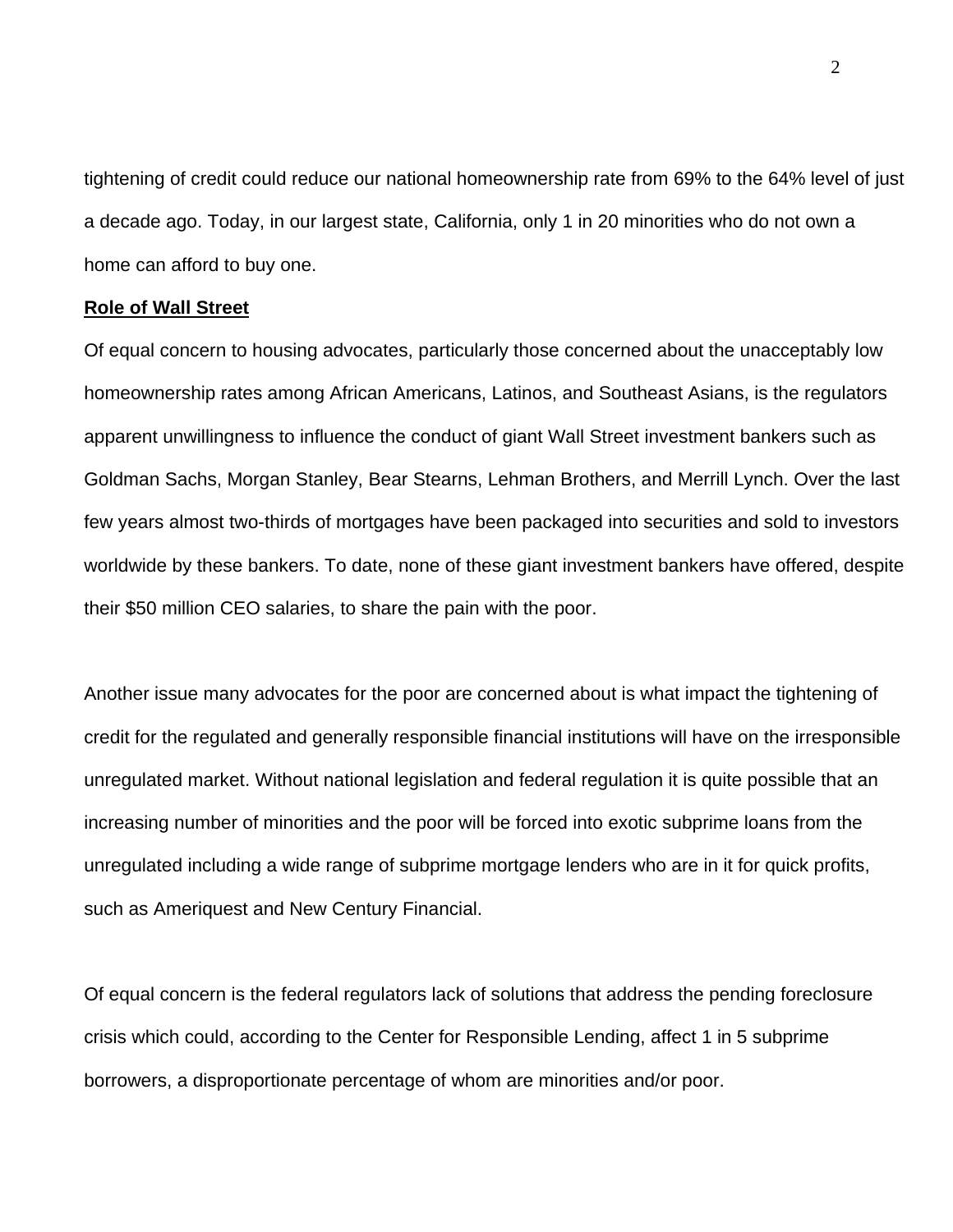tightening of credit could reduce our national homeownership rate from 69% to the 64% level of just a decade ago. Today, in our largest state, California, only 1 in 20 minorities who do not own a home can afford to buy one.

**Role of Wall Street**

Of equal concern to housing advocates, particularly those concerned about the unacceptably low homeownership rates among African Americans, Latinos, and Southeast Asians, is the regulators apparent unwillingness to influence the conduct of giant Wall Street investment bankers such as Goldman Sachs, Morgan Stanley, Bear Stearns, Lehman Brothers, and Merrill Lynch. Over the last few years almost two-thirds of mortgages have been packaged into securities and sold to investors worldwide by these bankers. To date, none of these giant investment bankers have offered, despite their $50 million CEO salaries, to share the pain with the poor.

Another issue many advocates for the poor are concerned about is what impact the tightening of credit for the regulated and generally responsible financial institutions will have on the irresponsible unregulated market. Without national legislation and federal regulation it is quite possible that an increasing number of minorities and the poor will be forced into exotic subprime loans from the unregulated including a wide range of subprime mortgage lenders who are in it for quick profits, such as Ameriquest and New Century Financial.

Of equal concern is the federal regulators lack of solutions that address the pending foreclosure crisis which could, according to the Center for Responsible Lending, affect 1 in 5 subprime borrowers, a disproportionate percentage of whom are minorities and/or poor.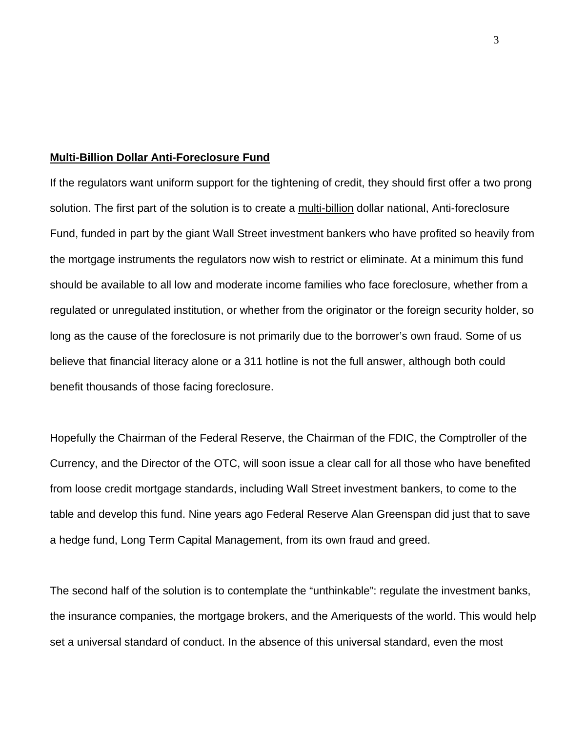**Multi-Billion Dollar Anti-Foreclosure Fund**

If the regulators want uniform support for the tightening of credit, they should first offer a two prong solution. The first part of the solution is to create a multi-billion dollar national, Anti-foreclosure Fund, funded in part by the giant Wall Street investment bankers who have profited so heavily from the mortgage instruments the regulators now wish to restrict or eliminate. At a minimum this fund should be available to all low and moderate income families who face foreclosure, whether from a regulated or unregulated institution, or whether from the originator or the foreign security holder, so long as the cause of the foreclosure is not primarily due to the borrower's own fraud. Some of us believe that financial literacy alone or a 311 hotline is not the full answer, although both could benefit thousands of those facing foreclosure.

Hopefully the Chairman of the Federal Reserve, the Chairman of the FDIC, the Comptroller of the Currency, and the Director of the OTC, will soon issue a clear call for all those who have benefited from loose credit mortgage standards, including Wall Street investment bankers, to come to the table and develop this fund. Nine years ago Federal Reserve Alan Greenspan did just that to save a hedge fund, Long Term Capital Management, from its own fraud and greed.

The second half of the solution is to contemplate the "unthinkable": regulate the investment banks, the insurance companies, the mortgage brokers, and the Ameriquests of the world. This would help set a universal standard of conduct. In the absence of this universal standard, even the most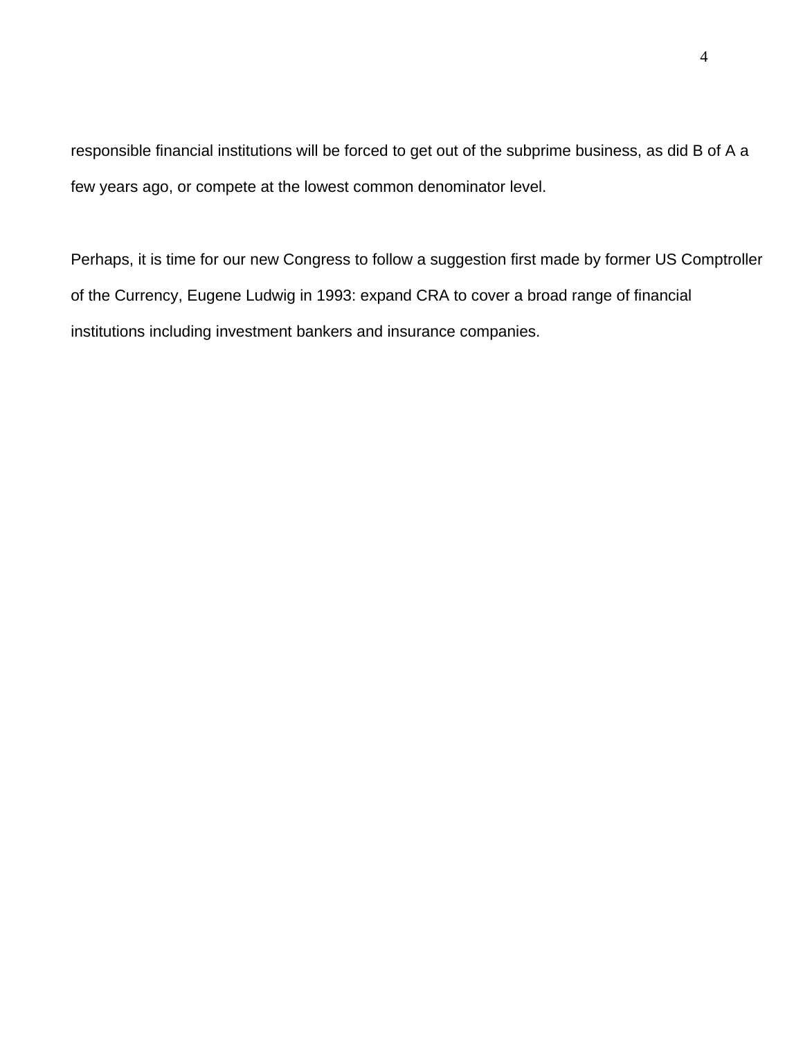responsible financial institutions will be forced to get out of the subprime business, as did B of A a few years ago, or compete at the lowest common denominator level.

Perhaps, it is time for our new Congress to follow a suggestion first made by former US Comptroller of the Currency, Eugene Ludwig in 1993: expand CRA to cover a broad range of financial institutions including investment bankers and insurance companies.